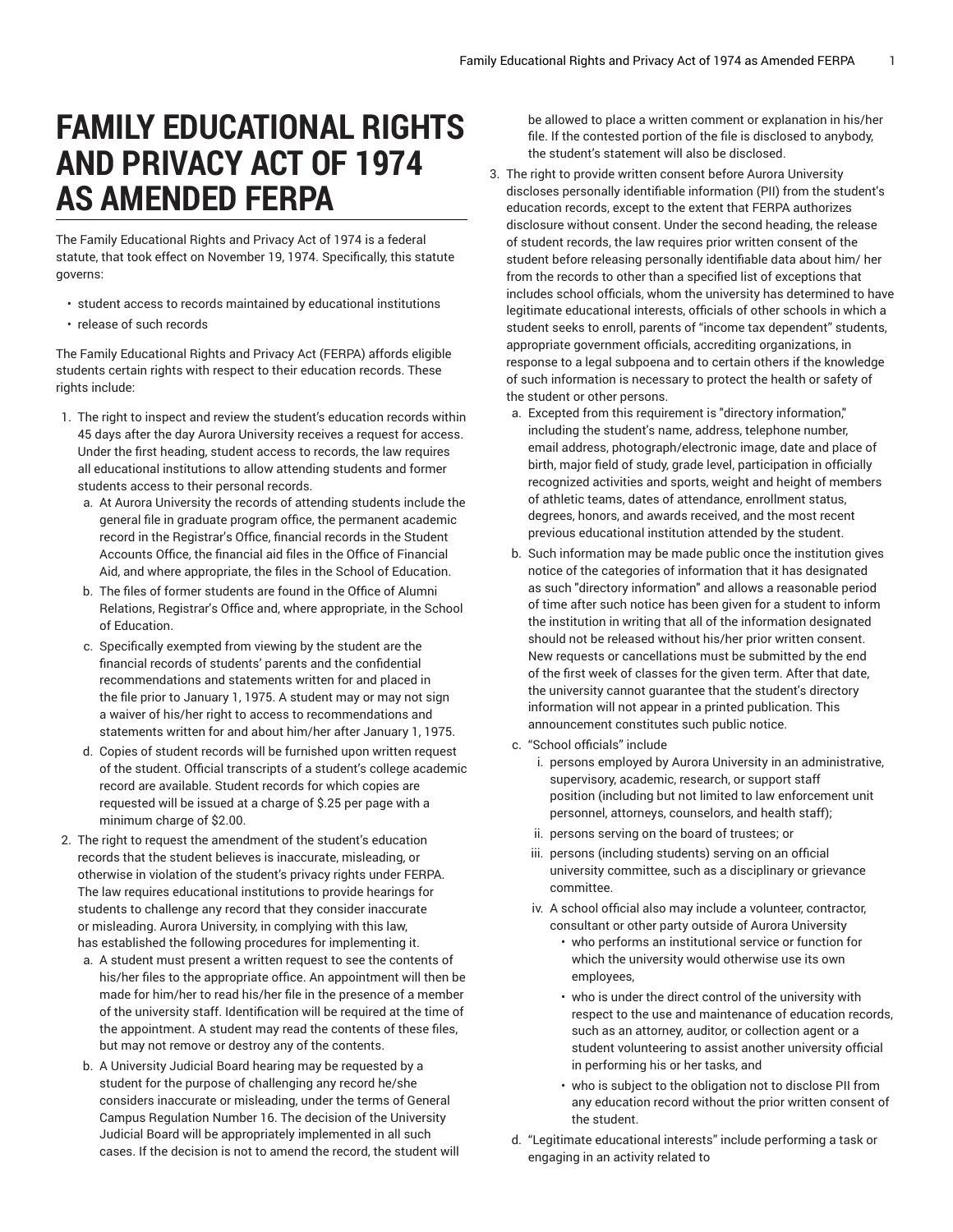# FAMILY EDUCATIONAL RIGHTS AND PRIVACY ACT OF 1974 AS AMENDED FERPA

The Family Educational Rights and Privacy Act of 1974 is a federal statute, that took effect on November 19, 1974. Specifically, this statute governs:

- student access to records maintained by educational institutions
- release of such records

The Family Educational Rights and Privacy Act (FERPA) affords eligible students certain rights with respect to their education records. These rights include:

1. The right to inspect and review the student's education records within 45 days after the day Aurora University receives a request for access. Under the first heading, student access to records, the law requires all educational institutions to allow attending students and former students access to their personal records.
    a. At Aurora University the records of attending students include the general file in graduate program office, the permanent academic record in the Registrar's Office, financial records in the Student Accounts Office, the financial aid files in the Office of Financial Aid, and where appropriate, the files in the School of Education.
    b. The files of former students are found in the Office of Alumni Relations, Registrar's Office and, where appropriate, in the School of Education.
    c. Specifically exempted from viewing by the student are the financial records of students' parents and the confidential recommendations and statements written for and placed in the file prior to January 1, 1975. A student may or may not sign a waiver of his/her right to access to recommendations and statements written for and about him/her after January 1, 1975.
    d. Copies of student records will be furnished upon written request of the student. Official transcripts of a student's college academic record are available. Student records for which copies are requested will be issued at a charge of $.25 per page with a minimum charge of $2.00.
2. The right to request the amendment of the student's education records that the student believes is inaccurate, misleading, or otherwise in violation of the student's privacy rights under FERPA. The law requires educational institutions to provide hearings for students to challenge any record that they consider inaccurate or misleading. Aurora University, in complying with this law, has established the following procedures for implementing it.
    a. A student must present a written request to see the contents of his/her files to the appropriate office. An appointment will then be made for him/her to read his/her file in the presence of a member of the university staff. Identification will be required at the time of the appointment. A student may read the contents of these files, but may not remove or destroy any of the contents.
    b. A University Judicial Board hearing may be requested by a student for the purpose of challenging any record he/she considers inaccurate or misleading, under the terms of General Campus Regulation Number 16. The decision of the University Judicial Board will be appropriately implemented in all such cases. If the decision is not to amend the record, the student will be allowed to place a written comment or explanation in his/her file. If the contested portion of the file is disclosed to anybody, the student's statement will also be disclosed.
3. The right to provide written consent before Aurora University discloses personally identifiable information (PII) from the student's education records, except to the extent that FERPA authorizes disclosure without consent. Under the second heading, the release of student records, the law requires prior written consent of the student before releasing personally identifiable data about him/ her from the records to other than a specified list of exceptions that includes school officials, whom the university has determined to have legitimate educational interests, officials of other schools in which a student seeks to enroll, parents of "income tax dependent" students, appropriate government officials, accrediting organizations, in response to a legal subpoena and to certain others if the knowledge of such information is necessary to protect the health or safety of the student or other persons.
    a. Excepted from this requirement is "directory information," including the student's name, address, telephone number, email address, photograph/electronic image, date and place of birth, major field of study, grade level, participation in officially recognized activities and sports, weight and height of members of athletic teams, dates of attendance, enrollment status, degrees, honors, and awards received, and the most recent previous educational institution attended by the student.
    b. Such information may be made public once the institution gives notice of the categories of information that it has designated as such "directory information" and allows a reasonable period of time after such notice has been given for a student to inform the institution in writing that all of the information designated should not be released without his/her prior written consent. New requests or cancellations must be submitted by the end of the first week of classes for the given term. After that date, the university cannot guarantee that the student's directory information will not appear in a printed publication. This announcement constitutes such public notice.
    c. "School officials" include
        i. persons employed by Aurora University in an administrative, supervisory, academic, research, or support staff position (including but not limited to law enforcement unit personnel, attorneys, counselors, and health staff);
        ii. persons serving on the board of trustees; or
        iii. persons (including students) serving on an official university committee, such as a disciplinary or grievance committee.
        iv. A school official also may include a volunteer, contractor, consultant or other party outside of Aurora University
            - who performs an institutional service or function for which the university would otherwise use its own employees,
            - who is under the direct control of the university with respect to the use and maintenance of education records, such as an attorney, auditor, or collection agent or a student volunteering to assist another university official in performing his or her tasks, and
            - who is subject to the obligation not to disclose PII from any education record without the prior written consent of the student.
    d. "Legitimate educational interests" include performing a task or engaging in an activity related to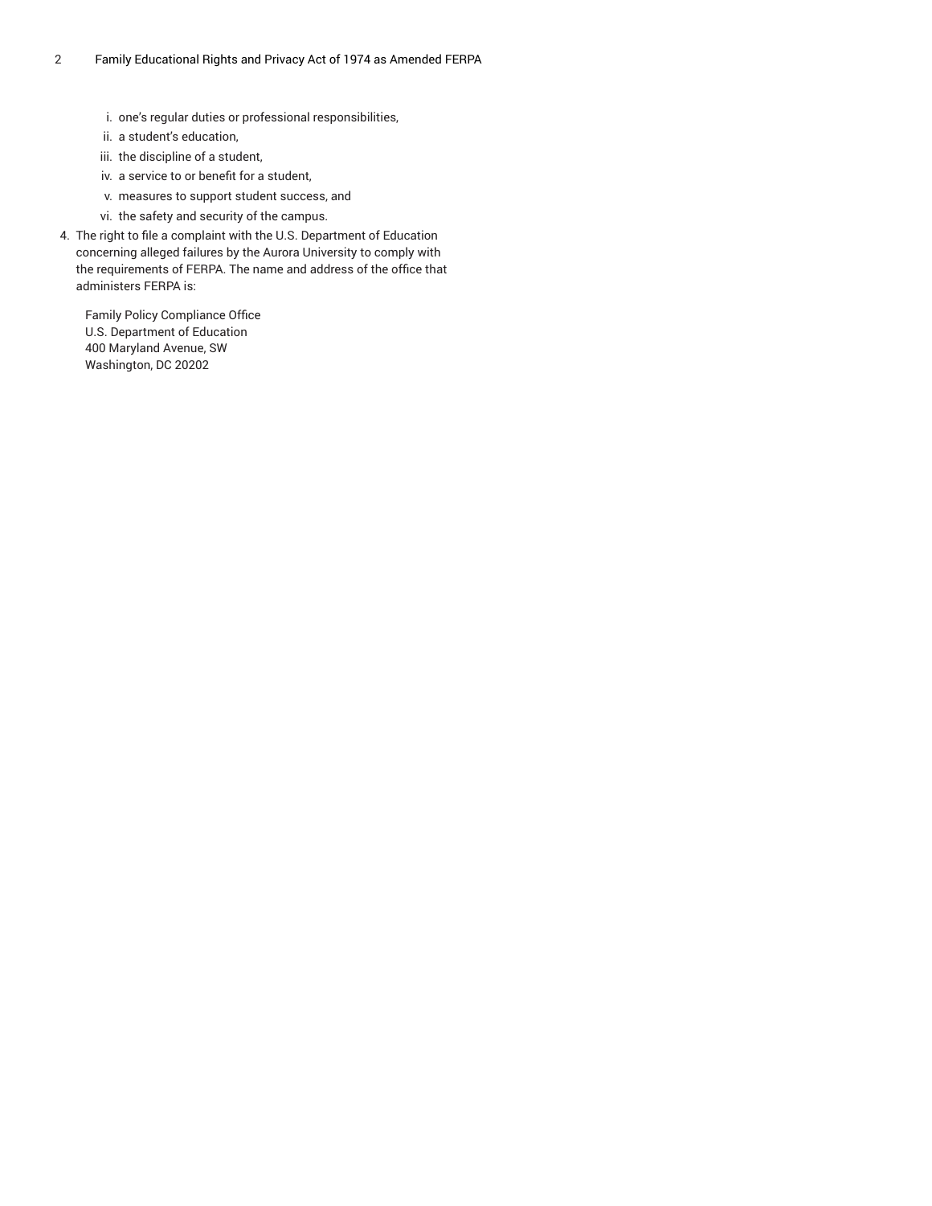i. one's regular duties or professional responsibilities,
   ii. a student's education,
   iii. the discipline of a student,
   iv. a service to or benefit for a student,
   v. measures to support student success, and
   vi. the safety and security of the campus.

4. The right to file a complaint with the U.S. Department of Education concerning alleged failures by the Aurora University to comply with the requirements of FERPA. The name and address of the office that administers FERPA is:

   Family Policy Compliance Office
   U.S. Department of Education
   400 Maryland Avenue, SW
   Washington, DC 20202